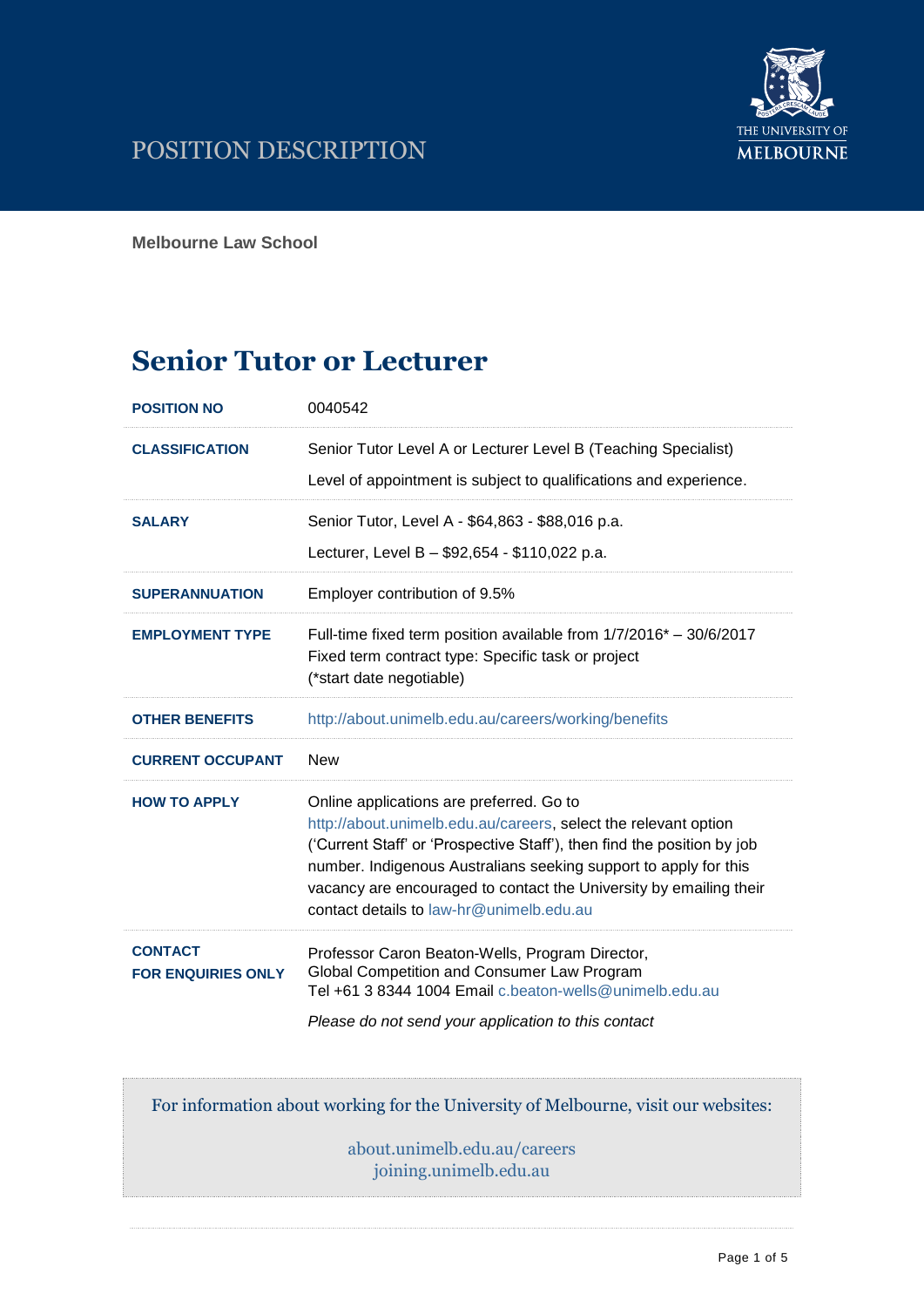# POSITION DESCRIPTION

THE UNIVERSITY OF MELBOURNE

**Melbourne Law School**

## Senior Tutor or Lecturer

| | |
|---|---|
| **POSITION NO** | 0040542 |
| **CLASSIFICATION** | Senior Tutor Level A or Lecturer Level B (Teaching Specialist)<br>Level of appointment is subject to qualifications and experience. |
| **SALARY** | Senior Tutor, Level A - $64,863 - $88,016 p.a.<br>Lecturer, Level B – $92,654 - $110,022 p.a. |
| **SUPERANNUATION** | Employer contribution of 9.5% |
| **EMPLOYMENT TYPE** | Full-time fixed term position available from 1/7/2016* – 30/6/2017<br>Fixed term contract type: Specific task or project<br>(*start date negotiable) |
| **OTHER BENEFITS** | http://about.unimelb.edu.au/careers/working/benefits |
| **CURRENT OCCUPANT** | New |
| **HOW TO APPLY** | Online applications are preferred. Go to http://about.unimelb.edu.au/careers, select the relevant option ('Current Staff' or 'Prospective Staff'), then find the position by job number. Indigenous Australians seeking support to apply for this vacancy are encouraged to contact the University by emailing their contact details to law-hr@unimelb.edu.au |
| **CONTACT FOR ENQUIRIES ONLY** | Professor Caron Beaton-Wells, Program Director, Global Competition and Consumer Law Program<br>Tel +61 3 8344 1004 Email c.beaton-wells@unimelb.edu.au<br>*Please do not send your application to this contact* |

For information about working for the University of Melbourne, visit our websites:

about.unimelb.edu.au/careers
joining.unimelb.edu.au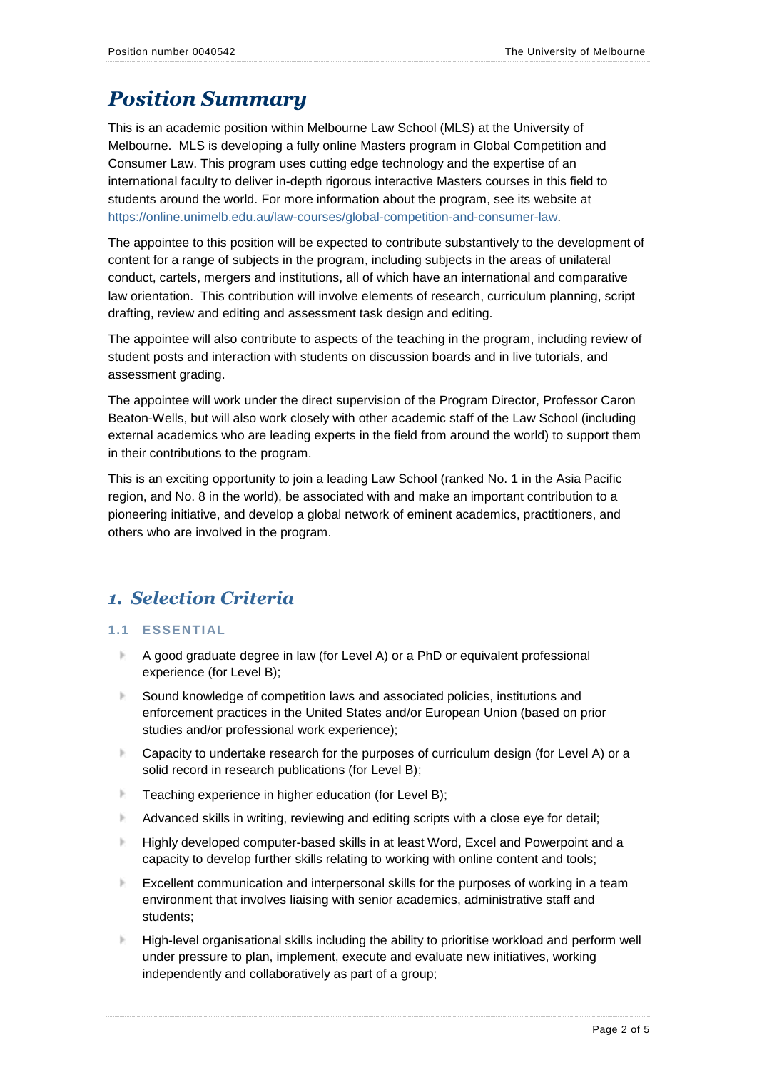# *Position Summary*

This is an academic position within Melbourne Law School (MLS) at the University of Melbourne. MLS is developing a fully online Masters program in Global Competition and Consumer Law. This program uses cutting edge technology and the expertise of an international faculty to deliver in-depth rigorous interactive Masters courses in this field to students around the world. For more information about the program, see its website at https://online.unimelb.edu.au/law-courses/global-competition-and-consumer-law.

The appointee to this position will be expected to contribute substantively to the development of content for a range of subjects in the program, including subjects in the areas of unilateral conduct, cartels, mergers and institutions, all of which have an international and comparative law orientation. This contribution will involve elements of research, curriculum planning, script drafting, review and editing and assessment task design and editing.

The appointee will also contribute to aspects of the teaching in the program, including review of student posts and interaction with students on discussion boards and in live tutorials, and assessment grading.

The appointee will work under the direct supervision of the Program Director, Professor Caron Beaton-Wells, but will also work closely with other academic staff of the Law School (including external academics who are leading experts in the field from around the world) to support them in their contributions to the program.

This is an exciting opportunity to join a leading Law School (ranked No. 1 in the Asia Pacific region, and No. 8 in the world), be associated with and make an important contribution to a pioneering initiative, and develop a global network of eminent academics, practitioners, and others who are involved in the program.

## *1. Selection Criteria*

### 1.1 ESSENTIAL

- A good graduate degree in law (for Level A) or a PhD or equivalent professional experience (for Level B);
- Sound knowledge of competition laws and associated policies, institutions and enforcement practices in the United States and/or European Union (based on prior studies and/or professional work experience);
- Capacity to undertake research for the purposes of curriculum design (for Level A) or a solid record in research publications (for Level B);
- Teaching experience in higher education (for Level B);
- Advanced skills in writing, reviewing and editing scripts with a close eye for detail;
- Highly developed computer-based skills in at least Word, Excel and Powerpoint and a capacity to develop further skills relating to working with online content and tools;
- Excellent communication and interpersonal skills for the purposes of working in a team environment that involves liaising with senior academics, administrative staff and students;
- High-level organisational skills including the ability to prioritise workload and perform well under pressure to plan, implement, execute and evaluate new initiatives, working independently and collaboratively as part of a group;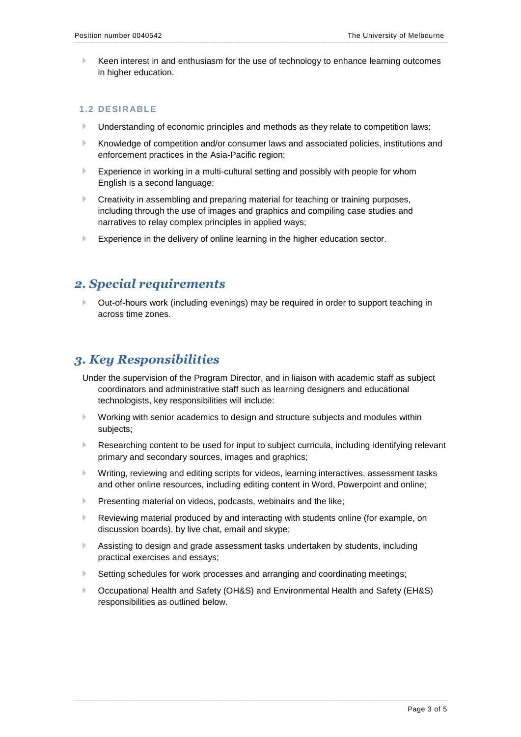- Keen interest in and enthusiasm for the use of technology to enhance learning outcomes in higher education.

### 1.2 DESIRABLE

- Understanding of economic principles and methods as they relate to competition laws;
- Knowledge of competition and/or consumer laws and associated policies, institutions and enforcement practices in the Asia-Pacific region;
- Experience in working in a multi-cultural setting and possibly with people for whom English is a second language;
- Creativity in assembling and preparing material for teaching or training purposes, including through the use of images and graphics and compiling case studies and narratives to relay complex principles in applied ways;
- Experience in the delivery of online learning in the higher education sector.

## *2. Special requirements*

- Out-of-hours work (including evenings) may be required in order to support teaching in across time zones.

## *3. Key Responsibilities*

Under the supervision of the Program Director, and in liaison with academic staff as subject coordinators and administrative staff such as learning designers and educational technologists, key responsibilities will include:

- Working with senior academics to design and structure subjects and modules within subjects;
- Researching content to be used for input to subject curricula, including identifying relevant primary and secondary sources, images and graphics;
- Writing, reviewing and editing scripts for videos, learning interactives, assessment tasks and other online resources, including editing content in Word, Powerpoint and online;
- Presenting material on videos, podcasts, webinairs and the like;
- Reviewing material produced by and interacting with students online (for example, on discussion boards), by live chat, email and skype;
- Assisting to design and grade assessment tasks undertaken by students, including practical exercises and essays;
- Setting schedules for work processes and arranging and coordinating meetings;
- Occupational Health and Safety (OH&S) and Environmental Health and Safety (EH&S) responsibilities as outlined below.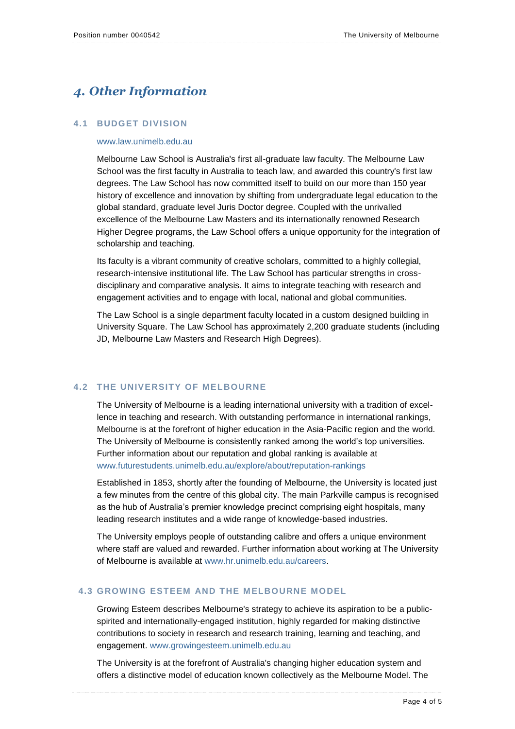# *4. Other Information*

## 4.1 BUDGET DIVISION

www.law.unimelb.edu.au

Melbourne Law School is Australia's first all-graduate law faculty. The Melbourne Law School was the first faculty in Australia to teach law, and awarded this country's first law degrees. The Law School has now committed itself to build on our more than 150 year history of excellence and innovation by shifting from undergraduate legal education to the global standard, graduate level Juris Doctor degree. Coupled with the unrivalled excellence of the Melbourne Law Masters and its internationally renowned Research Higher Degree programs, the Law School offers a unique opportunity for the integration of scholarship and teaching.

Its faculty is a vibrant community of creative scholars, committed to a highly collegial, research-intensive institutional life. The Law School has particular strengths in cross-disciplinary and comparative analysis. It aims to integrate teaching with research and engagement activities and to engage with local, national and global communities.

The Law School is a single department faculty located in a custom designed building in University Square. The Law School has approximately 2,200 graduate students (including JD, Melbourne Law Masters and Research High Degrees).

## 4.2 THE UNIVERSITY OF MELBOURNE

The University of Melbourne is a leading international university with a tradition of excellence in teaching and research. With outstanding performance in international rankings, Melbourne is at the forefront of higher education in the Asia-Pacific region and the world. The University of Melbourne is consistently ranked among the world's top universities. Further information about our reputation and global ranking is available at www.futurestudents.unimelb.edu.au/explore/about/reputation-rankings

Established in 1853, shortly after the founding of Melbourne, the University is located just a few minutes from the centre of this global city. The main Parkville campus is recognised as the hub of Australia's premier knowledge precinct comprising eight hospitals, many leading research institutes and a wide range of knowledge-based industries.

The University employs people of outstanding calibre and offers a unique environment where staff are valued and rewarded. Further information about working at The University of Melbourne is available at www.hr.unimelb.edu.au/careers.

## 4.3 GROWING ESTEEM AND THE MELBOURNE MODEL

Growing Esteem describes Melbourne's strategy to achieve its aspiration to be a public-spirited and internationally-engaged institution, highly regarded for making distinctive contributions to society in research and research training, learning and teaching, and engagement. www.growingesteem.unimelb.edu.au

The University is at the forefront of Australia's changing higher education system and offers a distinctive model of education known collectively as the Melbourne Model. The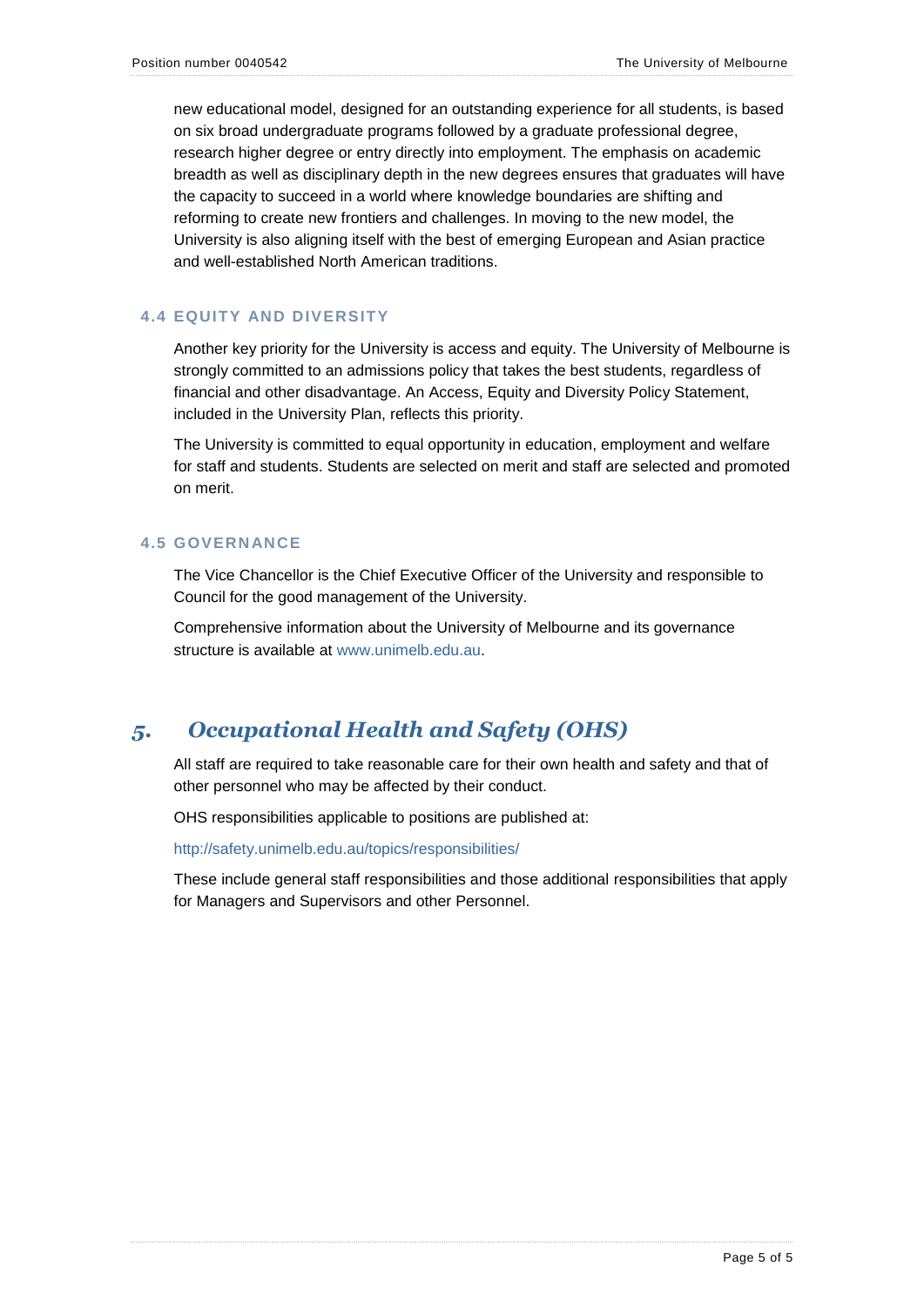new educational model, designed for an outstanding experience for all students, is based on six broad undergraduate programs followed by a graduate professional degree, research higher degree or entry directly into employment. The emphasis on academic breadth as well as disciplinary depth in the new degrees ensures that graduates will have the capacity to succeed in a world where knowledge boundaries are shifting and reforming to create new frontiers and challenges. In moving to the new model, the University is also aligning itself with the best of emerging European and Asian practice and well-established North American traditions.

### 4.4 EQUITY AND DIVERSITY

Another key priority for the University is access and equity. The University of Melbourne is strongly committed to an admissions policy that takes the best students, regardless of financial and other disadvantage. An Access, Equity and Diversity Policy Statement, included in the University Plan, reflects this priority.

The University is committed to equal opportunity in education, employment and welfare for staff and students. Students are selected on merit and staff are selected and promoted on merit.

### 4.5 GOVERNANCE

The Vice Chancellor is the Chief Executive Officer of the University and responsible to Council for the good management of the University.

Comprehensive information about the University of Melbourne and its governance structure is available at www.unimelb.edu.au.

## 5. Occupational Health and Safety (OHS)

All staff are required to take reasonable care for their own health and safety and that of other personnel who may be affected by their conduct.

OHS responsibilities applicable to positions are published at:

http://safety.unimelb.edu.au/topics/responsibilities/

These include general staff responsibilities and those additional responsibilities that apply for Managers and Supervisors and other Personnel.